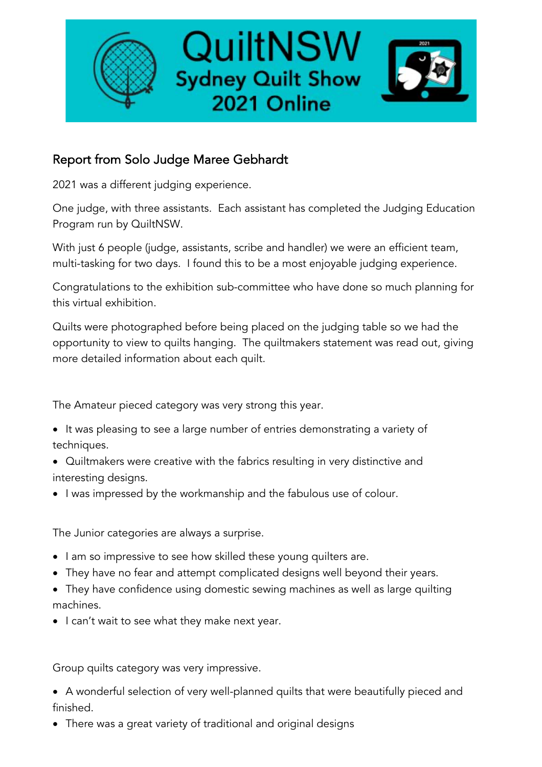# QuiltNSW Sydney Quilt Show 2021 Online

## Report from Solo Judge Maree Gebhardt

2021 was a different judging experience.

One judge, with three assistants. Each assistant has completed the Judging Education Program run by QuiltNSW.

With just 6 people (judge, assistants, scribe and handler) we were an efficient team, multi-tasking for two days. I found this to be a most enjoyable judging experience.

Congratulations to the exhibition sub-committee who have done so much planning for this virtual exhibition.

Quilts were photographed before being placed on the judging table so we had the opportunity to view to quilts hanging. The quiltmakers statement was read out, giving more detailed information about each quilt.

The Amateur pieced category was very strong this year.

- It was pleasing to see a large number of entries demonstrating a variety of techniques.
- Quiltmakers were creative with the fabrics resulting in very distinctive and interesting designs.
- I was impressed by the workmanship and the fabulous use of colour.

The Junior categories are always a surprise.

- I am so impressive to see how skilled these young quilters are.
- They have no fear and attempt complicated designs well beyond their years.
- They have confidence using domestic sewing machines as well as large quilting machines.
- I can't wait to see what they make next year.

Group quilts category was very impressive.

- A wonderful selection of very well-planned quilts that were beautifully pieced and finished.
- There was a great variety of traditional and original designs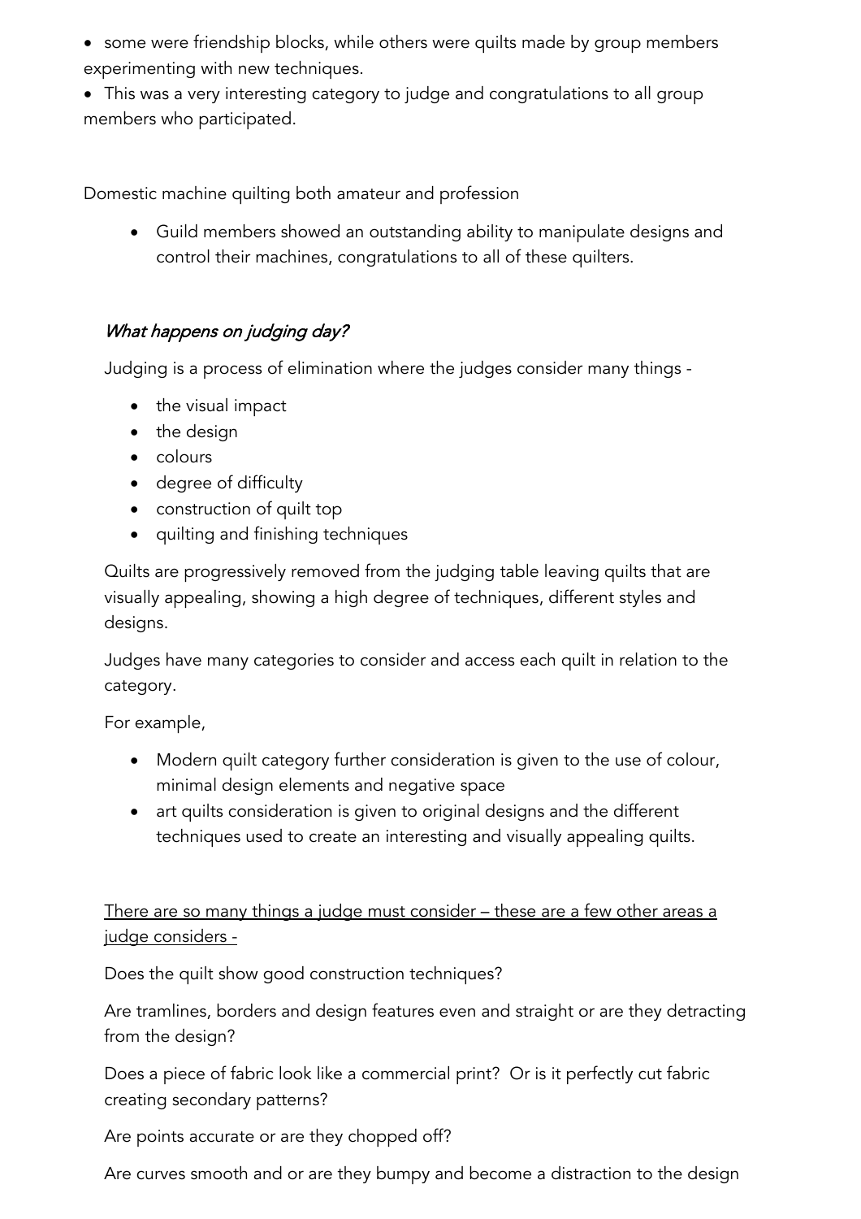- some were friendship blocks, while others were quilts made by group members experimenting with new techniques.
- This was a very interesting category to judge and congratulations to all group members who participated.

Domestic machine quilting both amateur and profession

- Guild members showed an outstanding ability to manipulate designs and control their machines, congratulations to all of these quilters.

## *What happens on judging day?*

Judging is a process of elimination where the judges consider many things -

- the visual impact
- the design
- colours
- degree of difficulty
- construction of quilt top
- quilting and finishing techniques

Quilts are progressively removed from the judging table leaving quilts that are visually appealing, showing a high degree of techniques, different styles and designs.

Judges have many categories to consider and access each quilt in relation to the category.

For example,

- Modern quilt category further consideration is given to the use of colour, minimal design elements and negative space
- art quilts consideration is given to original designs and the different techniques used to create an interesting and visually appealing quilts.

<u>There are so many things a judge must consider – these are a few other areas a judge considers -</u>

Does the quilt show good construction techniques?

Are tramlines, borders and design features even and straight or are they detracting from the design?

Does a piece of fabric look like a commercial print? Or is it perfectly cut fabric creating secondary patterns?

Are points accurate or are they chopped off?

Are curves smooth and or are they bumpy and become a distraction to the design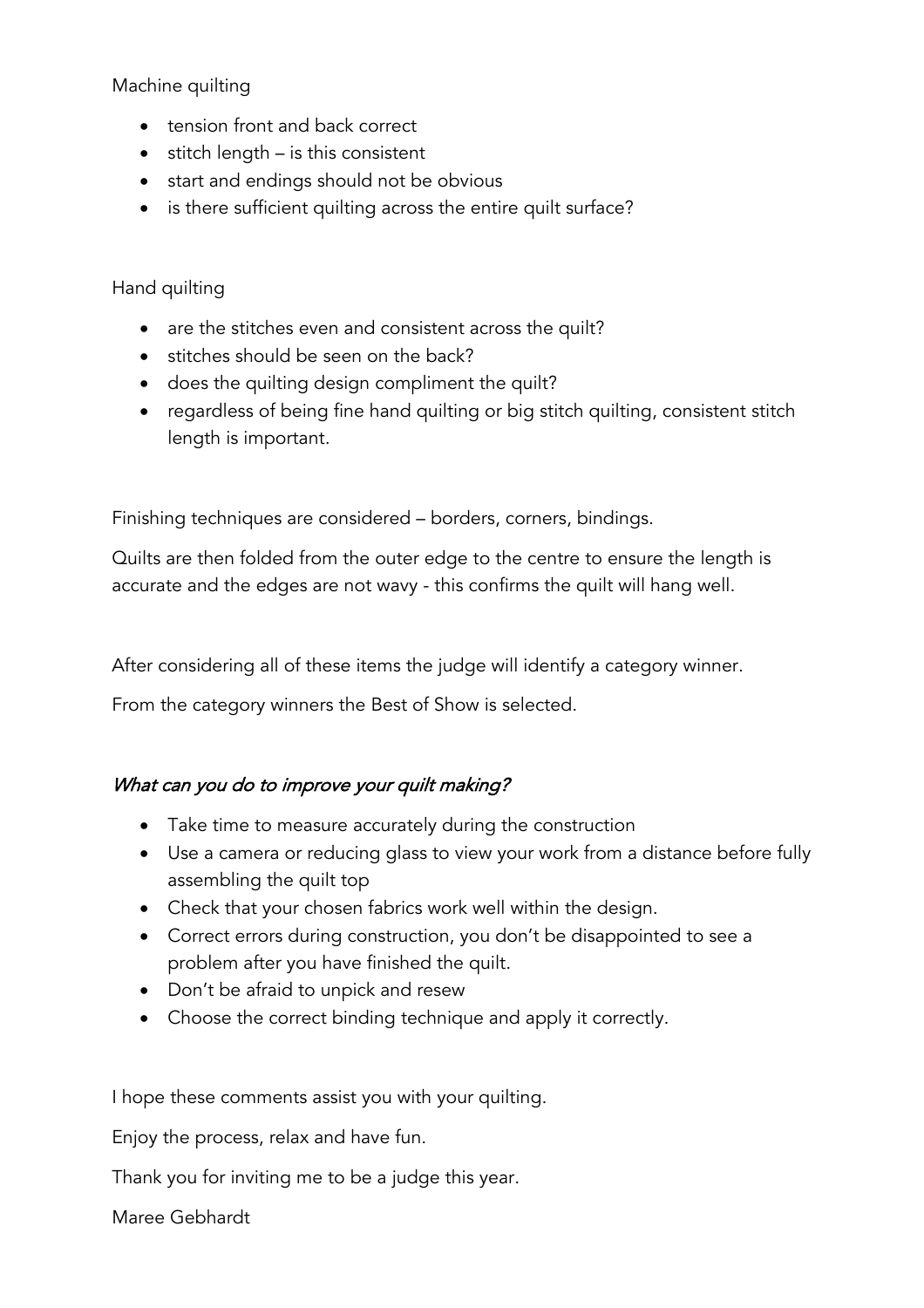Machine quilting

- tension front and back correct
- stitch length – is this consistent
- start and endings should not be obvious
- is there sufficient quilting across the entire quilt surface?

Hand quilting

- are the stitches even and consistent across the quilt?
- stitches should be seen on the back?
- does the quilting design compliment the quilt?
- regardless of being fine hand quilting or big stitch quilting, consistent stitch length is important.

Finishing techniques are considered – borders, corners, bindings.

Quilts are then folded from the outer edge to the centre to ensure the length is accurate and the edges are not wavy - this confirms the quilt will hang well.

After considering all of these items the judge will identify a category winner.

From the category winners the Best of Show is selected.

## *What can you do to improve your quilt making?*

- Take time to measure accurately during the construction
- Use a camera or reducing glass to view your work from a distance before fully assembling the quilt top
- Check that your chosen fabrics work well within the design.
- Correct errors during construction, you don't be disappointed to see a problem after you have finished the quilt.
- Don't be afraid to unpick and resew
- Choose the correct binding technique and apply it correctly.

I hope these comments assist you with your quilting.

Enjoy the process, relax and have fun.

Thank you for inviting me to be a judge this year.

Maree Gebhardt